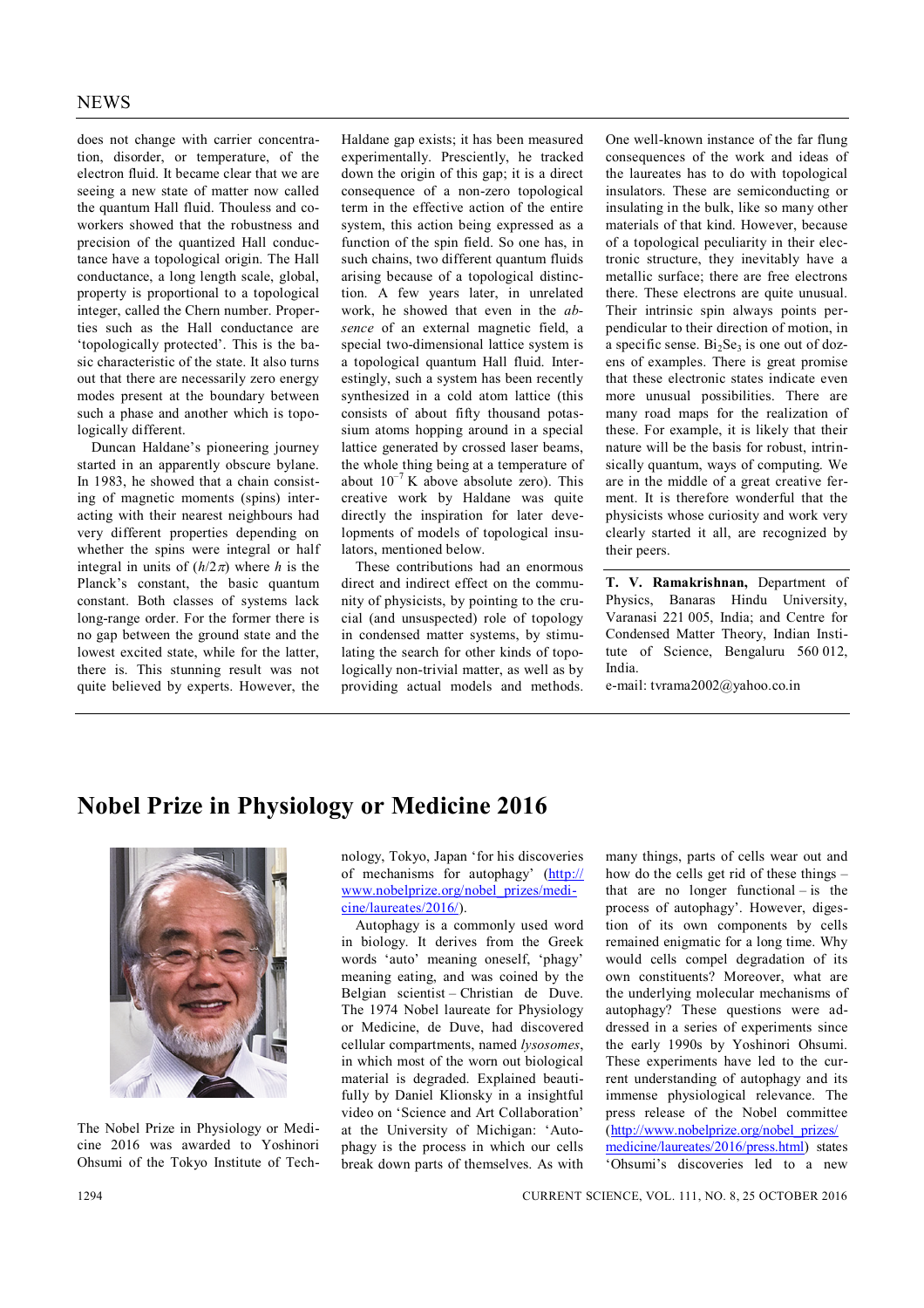does not change with carrier concentration, disorder, or temperature, of the electron fluid. It became clear that we are seeing a new state of matter now called the quantum Hall fluid. Thouless and co-workers showed that the robustness and precision of the quantized Hall conductance have a topological origin. The Hall conductance, a long length scale, global, property is proportional to a topological integer, called the Chern number. Properties such as the Hall conductance are 'topologically protected'. This is the basic characteristic of the state. It also turns out that there are necessarily zero energy modes present at the boundary between such a phase and another which is topologically different.

Duncan Haldane's pioneering journey started in an apparently obscure bylane. In 1983, he showed that a chain consisting of magnetic moments (spins) interacting with their nearest neighbours had very different properties depending on whether the spins were integral or half integral in units of $(h/2\pi)$ where $h$ is the Planck's constant, the basic quantum constant. Both classes of systems lack long-range order. For the former there is no gap between the ground state and the lowest excited state, while for the latter, there is. This stunning result was not quite believed by experts. However, the Haldane gap exists; it has been measured experimentally. Presciently, he tracked down the origin of this gap; it is a direct consequence of a non-zero topological term in the effective action of the entire system, this action being expressed as a function of the spin field. So one has, in such chains, two different quantum fluids arising because of a topological distinction. A few years later, in unrelated work, he showed that even in the *absence* of an external magnetic field, a special two-dimensional lattice system is a topological quantum Hall fluid. Interestingly, such a system has been recently synthesized in a cold atom lattice (this consists of about fifty thousand potassium atoms hopping around in a special lattice generated by crossed laser beams, the whole thing being at a temperature of about $10^{-7}$ K above absolute zero). This creative work by Haldane was quite directly the inspiration for later developments of models of topological insulators, mentioned below.

These contributions had an enormous direct and indirect effect on the community of physicists, by pointing to the crucial (and unsuspected) role of topology in condensed matter systems, by stimulating the search for other kinds of topologically non-trivial matter, as well as by providing actual models and methods. One well-known instance of the far flung consequences of the work and ideas of the laureates has to do with topological insulators. These are semiconducting or insulating in the bulk, like so many other materials of that kind. However, because of a topological peculiarity in their electronic structure, they inevitably have a metallic surface; there are free electrons there. These electrons are quite unusual. Their intrinsic spin always points perpendicular to their direction of motion, in a specific sense. $Bi_2Se_3$ is one out of dozens of examples. There is great promise that these electronic states indicate even more unusual possibilities. There are many road maps for the realization of these. For example, it is likely that their nature will be the basis for robust, intrinsically quantum, ways of computing. We are in the middle of a great creative ferment. It is therefore wonderful that the physicists whose curiosity and work very clearly started it all, are recognized by their peers.

**T. V. Ramakrishnan,** Department of Physics, Banaras Hindu University, Varanasi 221 005, India; and Centre for Condensed Matter Theory, Indian Institute of Science, Bengaluru 560 012, India.
e-mail: tvrama2002@yahoo.co.in

# Nobel Prize in Physiology or Medicine 2016

The Nobel Prize in Physiology or Medicine 2016 was awarded to Yoshinori Ohsumi of the Tokyo Institute of Technology, Tokyo, Japan 'for his discoveries of mechanisms for autophagy' (http://www.nobelprize.org/nobel_prizes/medicine/laureates/2016/).

Autophagy is a commonly used word in biology. It derives from the Greek words 'auto' meaning oneself, 'phagy' meaning eating, and was coined by the Belgian scientist – Christian de Duve. The 1974 Nobel laureate for Physiology or Medicine, de Duve, had discovered cellular compartments, named *lysosomes*, in which most of the worn out biological material is degraded. Explained beautifully by Daniel Klionsky in a insightful video on 'Science and Art Collaboration' at the University of Michigan: 'Autophagy is the process in which our cells break down parts of themselves. As with many things, parts of cells wear out and how do the cells get rid of these things – that are no longer functional – is the process of autophagy'. However, digestion of its own components by cells remained enigmatic for a long time. Why would cells compel degradation of its own constituents? Moreover, what are the underlying molecular mechanisms of autophagy? These questions were addressed in a series of experiments since the early 1990s by Yoshinori Ohsumi. These experiments have led to the current understanding of autophagy and its immense physiological relevance. The press release of the Nobel committee (http://www.nobelprize.org/nobel_prizes/medicine/laureates/2016/press.html) states 'Ohsumi's discoveries led to a new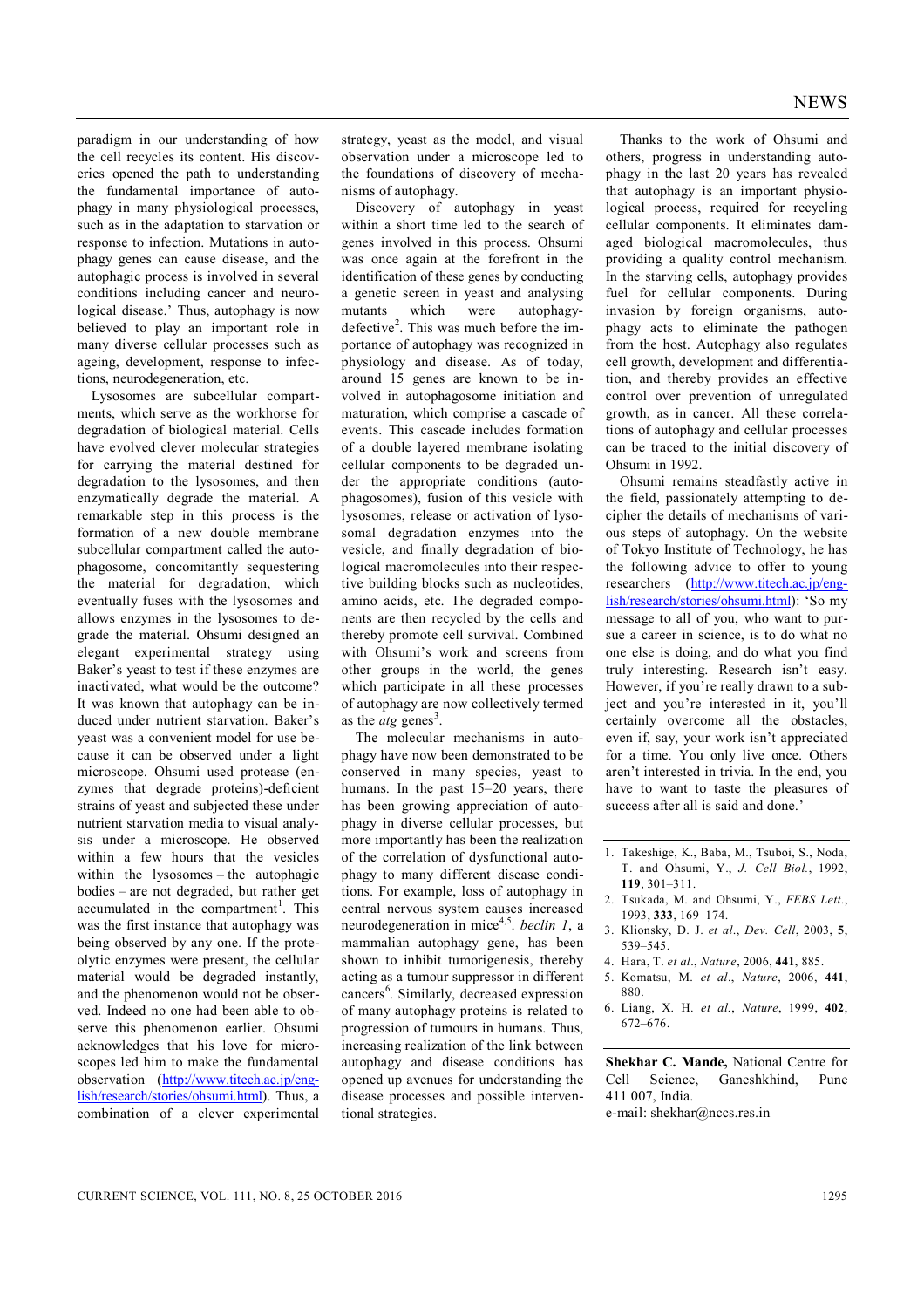paradigm in our understanding of how the cell recycles its content. His discoveries opened the path to understanding the fundamental importance of autophagy in many physiological processes, such as in the adaptation to starvation or response to infection. Mutations in autophagy genes can cause disease, and the autophagic process is involved in several conditions including cancer and neurological disease.' Thus, autophagy is now believed to play an important role in many diverse cellular processes such as ageing, development, response to infections, neurodegeneration, etc.

Lysosomes are subcellular compartments, which serve as the workhorse for degradation of biological material. Cells have evolved clever molecular strategies for carrying the material destined for degradation to the lysosomes, and then enzymatically degrade the material. A remarkable step in this process is the formation of a new double membrane subcellular compartment called the autophagosome, concomitantly sequestering the material for degradation, which eventually fuses with the lysosomes and allows enzymes in the lysosomes to degrade the material. Ohsumi designed an elegant experimental strategy using Baker's yeast to test if these enzymes are inactivated, what would be the outcome? It was known that autophagy can be induced under nutrient starvation. Baker's yeast was a convenient model for use because it can be observed under a light microscope. Ohsumi used protease (enzymes that degrade proteins)-deficient strains of yeast and subjected these under nutrient starvation media to visual analysis under a microscope. He observed within a few hours that the vesicles within the lysosomes – the autophagic bodies – are not degraded, but rather get accumulated in the compartment[1]. This was the first instance that autophagy was being observed by any one. If the proteolytic enzymes were present, the cellular material would be degraded instantly, and the phenomenon would not be observed. Indeed no one had been able to observe this phenomenon earlier. Ohsumi acknowledges that his love for microscopes led him to make the fundamental observation (http://www.titech.ac.jp/english/research/stories/ohsumi.html). Thus, a combination of a clever experimental strategy, yeast as the model, and visual observation under a microscope led to the foundations of discovery of mechanisms of autophagy.

Discovery of autophagy in yeast within a short time led to the search of genes involved in this process. Ohsumi was once again at the forefront in the identification of these genes by conducting a genetic screen in yeast and analysing mutants which were autophagy-defective[2]. This was much before the importance of autophagy was recognized in physiology and disease. As of today, around 15 genes are known to be involved in autophagosome initiation and maturation, which comprise a cascade of events. This cascade includes formation of a double layered membrane isolating cellular components to be degraded under the appropriate conditions (autophagosomes), fusion of this vesicle with lysosomes, release or activation of lysosomal degradation enzymes into the vesicle, and finally degradation of biological macromolecules into their respective building blocks such as nucleotides, amino acids, etc. The degraded components are then recycled by the cells and thereby promote cell survival. Combined with Ohsumi's work and screens from other groups in the world, the genes which participate in all these processes of autophagy are now collectively termed as the *atg* genes[3].

The molecular mechanisms in autophagy have now been demonstrated to be conserved in many species, yeast to humans. In the past 15–20 years, there has been growing appreciation of autophagy in diverse cellular processes, but more importantly has been the realization of the correlation of dysfunctional autophagy to many different disease conditions. For example, loss of autophagy in central nervous system causes increased neurodegeneration in mice[4,5]. *beclin 1*, a mammalian autophagy gene, has been shown to inhibit tumorigenesis, thereby acting as a tumour suppressor in different cancers[6]. Similarly, decreased expression of many autophagy proteins is related to progression of tumours in humans. Thus, increasing realization of the link between autophagy and disease conditions has opened up avenues for understanding the disease processes and possible interventional strategies.

Thanks to the work of Ohsumi and others, progress in understanding autophagy in the last 20 years has revealed that autophagy is an important physiological process, required for recycling cellular components. It eliminates damaged biological macromolecules, thus providing a quality control mechanism. In the starving cells, autophagy provides fuel for cellular components. During invasion by foreign organisms, autophagy acts to eliminate the pathogen from the host. Autophagy also regulates cell growth, development and differentiation, and thereby provides an effective control over prevention of unregulated growth, as in cancer. All these correlations of autophagy and cellular processes can be traced to the initial discovery of Ohsumi in 1992.

Ohsumi remains steadfastly active in the field, passionately attempting to decipher the details of mechanisms of various steps of autophagy. On the website of Tokyo Institute of Technology, he has the following advice to offer to young researchers (http://www.titech.ac.jp/english/research/stories/ohsumi.html): 'So my message to all of you, who want to pursue a career in science, is to do what no one else is doing, and do what you find truly interesting. Research isn't easy. However, if you're really drawn to a subject and you're interested in it, you'll certainly overcome all the obstacles, even if, say, your work isn't appreciated for a time. You only live once. Others aren't interested in trivia. In the end, you have to want to taste the pleasures of success after all is said and done.'

1. Takeshige, K., Baba, M., Tsuboi, S., Noda, T. and Ohsumi, Y., *J. Cell Biol.*, 1992, **119**, 301–311.
2. Tsukada, M. and Ohsumi, Y., *FEBS Lett.*, 1993, **333**, 169–174.
3. Klionsky, D. J. *et al.*, *Dev. Cell*, 2003, **5**, 539–545.
4. Hara, T. *et al.*, *Nature*, 2006, **441**, 885.
5. Komatsu, M. *et al.*, *Nature*, 2006, **441**, 880.
6. Liang, X. H. *et al.*, *Nature*, 1999, **402**, 672–676.

**Shekhar C. Mande,** National Centre for Cell Science, Ganeshkhind, Pune 411 007, India.
e-mail: shekhar@nccs.res.in